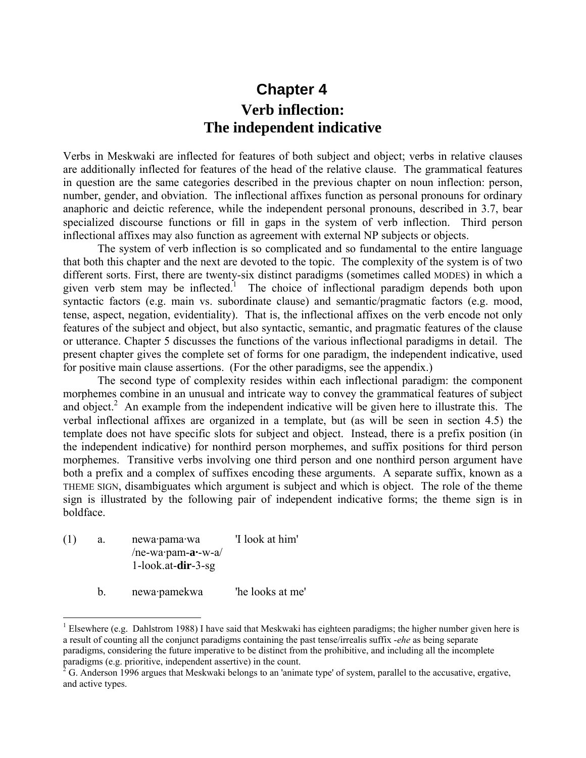# Chapter 4

## Verb inflection: The independent indicative

Verbs in Meskwaki are inflected for features of both subject and object; verbs in relative clauses are additionally inflected for features of the head of the relative clause. The grammatical features in question are the same categories described in the previous chapter on noun inflection: person, number, gender, and obviation. The inflectional affixes function as personal pronouns for ordinary anaphoric and deictic reference, while the independent personal pronouns, described in 3.7, bear specialized discourse functions or fill in gaps in the system of verb inflection. Third person inflectional affixes may also function as agreement with external NP subjects or objects.

The system of verb inflection is so complicated and so fundamental to the entire language that both this chapter and the next are devoted to the topic. The complexity of the system is of two different sorts. First, there are twenty-six distinct paradigms (sometimes called MODES) in which a given verb stem may be inflected.[1] The choice of inflectional paradigm depends both upon syntactic factors (e.g. main vs. subordinate clause) and semantic/pragmatic factors (e.g. mood, tense, aspect, negation, evidentiality). That is, the inflectional affixes on the verb encode not only features of the subject and object, but also syntactic, semantic, and pragmatic features of the clause or utterance. Chapter 5 discusses the functions of the various inflectional paradigms in detail. The present chapter gives the complete set of forms for one paradigm, the independent indicative, used for positive main clause assertions. (For the other paradigms, see the appendix.)

The second type of complexity resides within each inflectional paradigm: the component morphemes combine in an unusual and intricate way to convey the grammatical features of subject and object.[2] An example from the independent indicative will be given here to illustrate this. The verbal inflectional affixes are organized in a template, but (as will be seen in section 4.5) the template does not have specific slots for subject and object. Instead, there is a prefix position (in the independent indicative) for nonthird person morphemes, and suffix positions for third person morphemes. Transitive verbs involving one third person and one nonthird person argument have both a prefix and a complex of suffixes encoding these arguments. A separate suffix, known as a THEME SIGN, disambiguates which argument is subject and which is object. The role of the theme sign is illustrated by the following pair of independent indicative forms; the theme sign is in boldface.

(1) a. newa·pama·wa 'I look at him'
/ne-wa·pam-**a·**-w-a/
1-look.at-**dir**-3-sg

b. newa·pamekwa 'he looks at me'

---

[1] Elsewhere (e.g. Dahlstrom 1988) I have said that Meskwaki has eighteen paradigms; the higher number given here is a result of counting all the conjunct paradigms containing the past tense/irrealis suffix -*ehe* as being separate paradigms, considering the future imperative to be distinct from the prohibitive, and including all the incomplete paradigms (e.g. prioritive, independent assertive) in the count.

[2] G. Anderson 1996 argues that Meskwaki belongs to an 'animate type' of system, parallel to the accusative, ergative, and active types.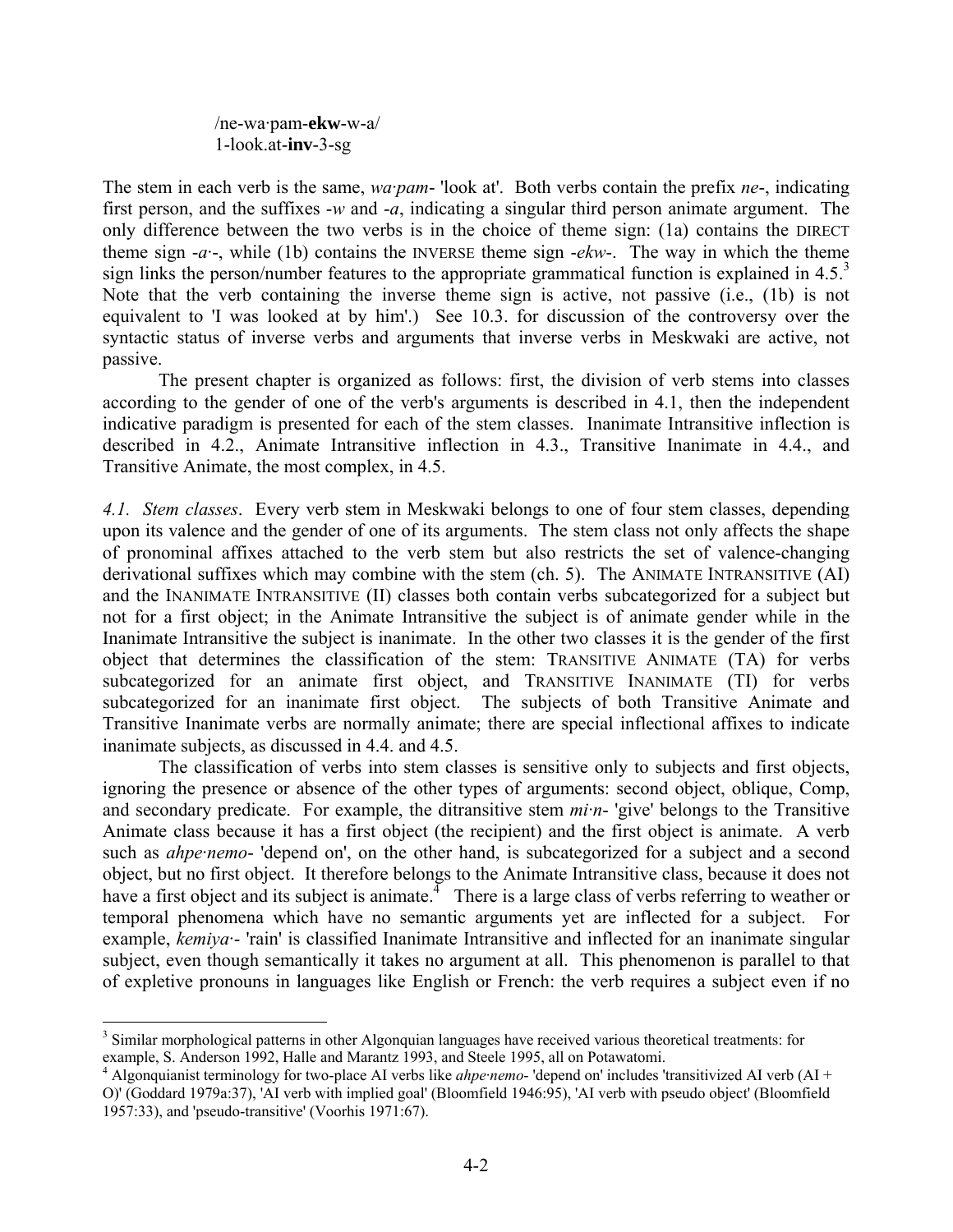/ne-wa·pam-**ekw**-w-a/
1-look.at-**inv**-3-sg

The stem in each verb is the same, *wa·pam-* 'look at'. Both verbs contain the prefix *ne-*, indicating first person, and the suffixes *-w* and *-a*, indicating a singular third person animate argument. The only difference between the two verbs is in the choice of theme sign: (1a) contains the DIRECT theme sign *-a·-*, while (1b) contains the INVERSE theme sign *-ekw-*. The way in which the theme sign links the person/number features to the appropriate grammatical function is explained in 4.5.[3] Note that the verb containing the inverse theme sign is active, not passive (i.e., (1b) is not equivalent to 'I was looked at by him'.) See 10.3. for discussion of the controversy over the syntactic status of inverse verbs and arguments that inverse verbs in Meskwaki are active, not passive.

The present chapter is organized as follows: first, the division of verb stems into classes according to the gender of one of the verb's arguments is described in 4.1, then the independent indicative paradigm is presented for each of the stem classes. Inanimate Intransitive inflection is described in 4.2., Animate Intransitive inflection in 4.3., Transitive Inanimate in 4.4., and Transitive Animate, the most complex, in 4.5.

*4.1. Stem classes*. Every verb stem in Meskwaki belongs to one of four stem classes, depending upon its valence and the gender of one of its arguments. The stem class not only affects the shape of pronominal affixes attached to the verb stem but also restricts the set of valence-changing derivational suffixes which may combine with the stem (ch. 5). The ANIMATE INTRANSITIVE (AI) and the INANIMATE INTRANSITIVE (II) classes both contain verbs subcategorized for a subject but not for a first object; in the Animate Intransitive the subject is of animate gender while in the Inanimate Intransitive the subject is inanimate. In the other two classes it is the gender of the first object that determines the classification of the stem: TRANSITIVE ANIMATE (TA) for verbs subcategorized for an animate first object, and TRANSITIVE INANIMATE (TI) for verbs subcategorized for an inanimate first object. The subjects of both Transitive Animate and Transitive Inanimate verbs are normally animate; there are special inflectional affixes to indicate inanimate subjects, as discussed in 4.4. and 4.5.

The classification of verbs into stem classes is sensitive only to subjects and first objects, ignoring the presence or absence of the other types of arguments: second object, oblique, Comp, and secondary predicate. For example, the ditransitive stem *mi·n-* 'give' belongs to the Transitive Animate class because it has a first object (the recipient) and the first object is animate. A verb such as *ahpe·nemo-* 'depend on', on the other hand, is subcategorized for a subject and a second object, but no first object. It therefore belongs to the Animate Intransitive class, because it does not have a first object and its subject is animate.[4] There is a large class of verbs referring to weather or temporal phenomena which have no semantic arguments yet are inflected for a subject. For example, *kemiya·-* 'rain' is classified Inanimate Intransitive and inflected for an inanimate singular subject, even though semantically it takes no argument at all. This phenomenon is parallel to that of expletive pronouns in languages like English or French: the verb requires a subject even if no

---

[3] Similar morphological patterns in other Algonquian languages have received various theoretical treatments: for example, S. Anderson 1992, Halle and Marantz 1993, and Steele 1995, all on Potawatomi.

[4] Algonquianist terminology for two-place AI verbs like *ahpe·nemo-* 'depend on' includes 'transitivized AI verb (AI + O)' (Goddard 1979a:37), 'AI verb with implied goal' (Bloomfield 1946:95), 'AI verb with pseudo object' (Bloomfield 1957:33), and 'pseudo-transitive' (Voorhis 1971:67).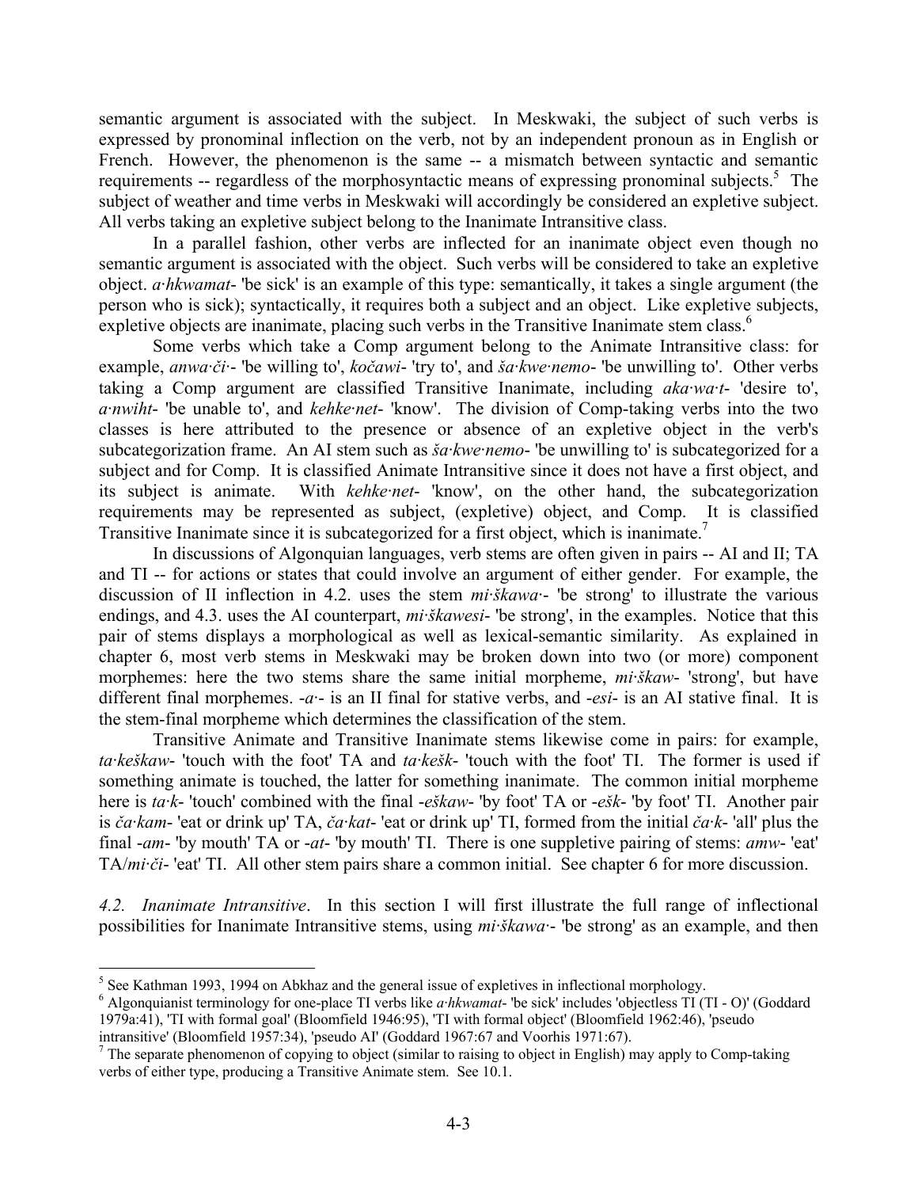semantic argument is associated with the subject. In Meskwaki, the subject of such verbs is expressed by pronominal inflection on the verb, not by an independent pronoun as in English or French. However, the phenomenon is the same -- a mismatch between syntactic and semantic requirements -- regardless of the morphosyntactic means of expressing pronominal subjects.[5] The subject of weather and time verbs in Meskwaki will accordingly be considered an expletive subject. All verbs taking an expletive subject belong to the Inanimate Intransitive class.

In a parallel fashion, other verbs are inflected for an inanimate object even though no semantic argument is associated with the object. Such verbs will be considered to take an expletive object. *a·hkwamat-* 'be sick' is an example of this type: semantically, it takes a single argument (the person who is sick); syntactically, it requires both a subject and an object. Like expletive subjects, expletive objects are inanimate, placing such verbs in the Transitive Inanimate stem class.[6]

Some verbs which take a Comp argument belong to the Animate Intransitive class: for example, *anwa·či·-* 'be willing to', *kočawi-* 'try to', and *ša·kwe·nemo-* 'be unwilling to'. Other verbs taking a Comp argument are classified Transitive Inanimate, including *aka·wa·t-* 'desire to', *a·nwiht-* 'be unable to', and *kehke·net-* 'know'. The division of Comp-taking verbs into the two classes is here attributed to the presence or absence of an expletive object in the verb's subcategorization frame. An AI stem such as *ša·kwe·nemo-* 'be unwilling to' is subcategorized for a subject and for Comp. It is classified Animate Intransitive since it does not have a first object, and its subject is animate. With *kehke·net-* 'know', on the other hand, the subcategorization requirements may be represented as subject, (expletive) object, and Comp. It is classified Transitive Inanimate since it is subcategorized for a first object, which is inanimate.[7]

In discussions of Algonquian languages, verb stems are often given in pairs -- AI and II; TA and TI -- for actions or states that could involve an argument of either gender. For example, the discussion of II inflection in 4.2. uses the stem *mi·škawa·-* 'be strong' to illustrate the various endings, and 4.3. uses the AI counterpart, *mi·škawesi-* 'be strong', in the examples. Notice that this pair of stems displays a morphological as well as lexical-semantic similarity. As explained in chapter 6, most verb stems in Meskwaki may be broken down into two (or more) component morphemes: here the two stems share the same initial morpheme, *mi·škaw-* 'strong', but have different final morphemes. *-a·-* is an II final for stative verbs, and *-esi-* is an AI stative final. It is the stem-final morpheme which determines the classification of the stem.

Transitive Animate and Transitive Inanimate stems likewise come in pairs: for example, *ta·keškaw-* 'touch with the foot' TA and *ta·kešk-* 'touch with the foot' TI. The former is used if something animate is touched, the latter for something inanimate. The common initial morpheme here is *ta·k-* 'touch' combined with the final *-eškaw-* 'by foot' TA or *-ešk-* 'by foot' TI. Another pair is *ča·kam-* 'eat or drink up' TA, *ča·kat-* 'eat or drink up' TI, formed from the initial *ča·k-* 'all' plus the final *-am-* 'by mouth' TA or *-at-* 'by mouth' TI. There is one suppletive pairing of stems: *amw-* 'eat' TA/*mi·či-* 'eat' TI. All other stem pairs share a common initial. See chapter 6 for more discussion.

*4.2. Inanimate Intransitive*. In this section I will first illustrate the full range of inflectional possibilities for Inanimate Intransitive stems, using *mi·škawa·-* 'be strong' as an example, and then

---

[5] See Kathman 1993, 1994 on Abkhaz and the general issue of expletives in inflectional morphology.

[6] Algonquianist terminology for one-place TI verbs like *a·hkwamat-* 'be sick' includes 'objectless TI (TI - O)' (Goddard 1979a:41), 'TI with formal goal' (Bloomfield 1946:95), 'TI with formal object' (Bloomfield 1962:46), 'pseudo intransitive' (Bloomfield 1957:34), 'pseudo AI' (Goddard 1967:67 and Voorhis 1971:67).

[7] The separate phenomenon of copying to object (similar to raising to object in English) may apply to Comp-taking verbs of either type, producing a Transitive Animate stem. See 10.1.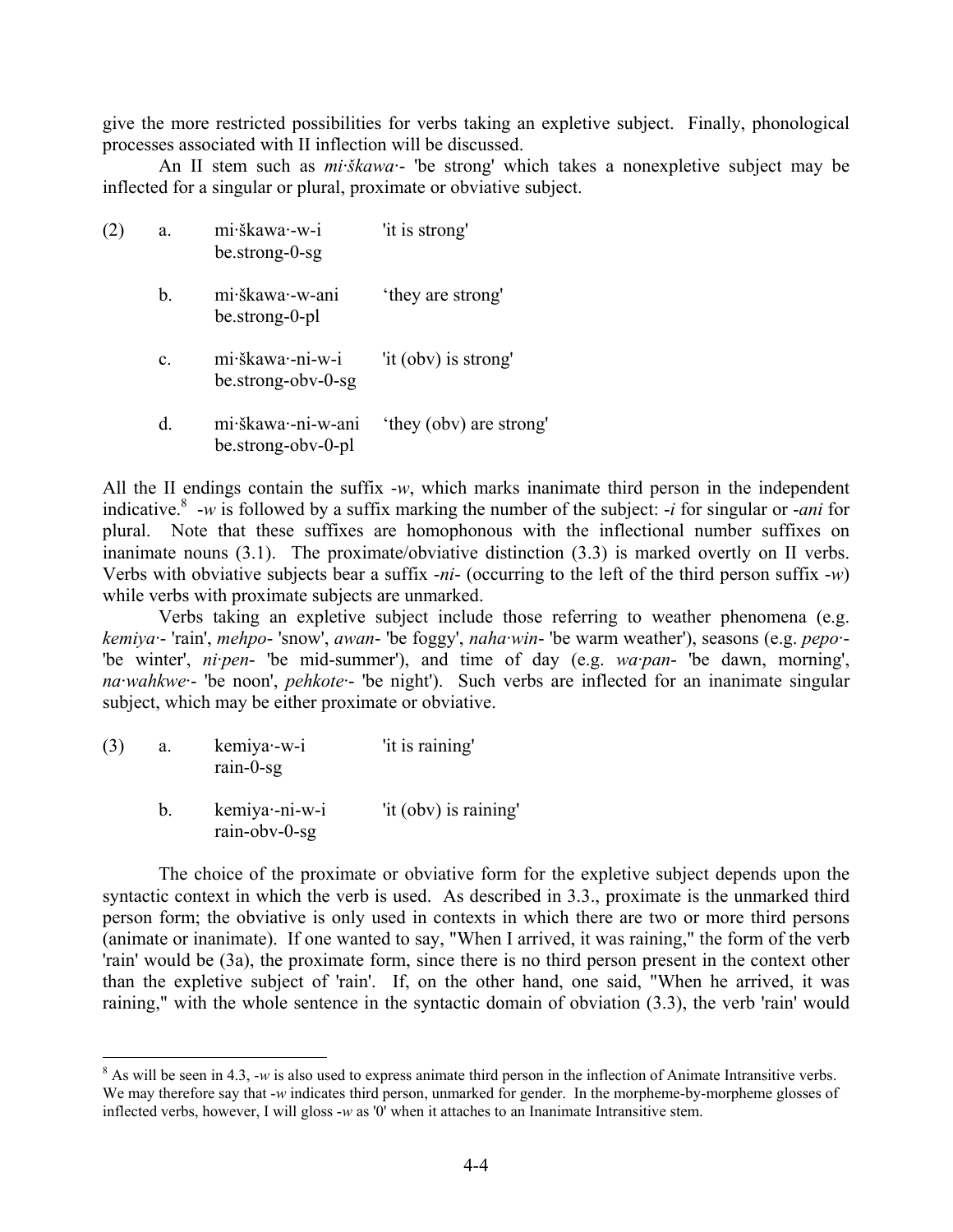give the more restricted possibilities for verbs taking an expletive subject. Finally, phonological processes associated with II inflection will be discussed.

An II stem such as *mi·škawa·-* 'be strong' which takes a nonexpletive subject may be inflected for a singular or plural, proximate or obviative subject.

(2)

a. mi·škawa·-w-i 'it is strong'
be.strong-0-sg

b. mi·škawa·-w-ani 'they are strong'
be.strong-0-pl

c. mi·škawa·-ni-w-i 'it (obv) is strong'
be.strong-obv-0-sg

d. mi·škawa·-ni-w-ani 'they (obv) are strong'
be.strong-obv-0-pl

All the II endings contain the suffix *-w*, which marks inanimate third person in the independent indicative.[8] *-w* is followed by a suffix marking the number of the subject: *-i* for singular or *-ani* for plural. Note that these suffixes are homophonous with the inflectional number suffixes on inanimate nouns (3.1). The proximate/obviative distinction (3.3) is marked overtly on II verbs. Verbs with obviative subjects bear a suffix *-ni-* (occurring to the left of the third person suffix *-w*) while verbs with proximate subjects are unmarked.

Verbs taking an expletive subject include those referring to weather phenomena (e.g. *kemiya·-* 'rain', *mehpo-* 'snow', *awan-* 'be foggy', *naha·win-* 'be warm weather'), seasons (e.g. *pepo·-* 'be winter', *ni·pen-* 'be mid-summer'), and time of day (e.g. *wa·pan-* 'be dawn, morning', *na·wahkwe·-* 'be noon', *pehkote·-* 'be night'). Such verbs are inflected for an inanimate singular subject, which may be either proximate or obviative.

(3)

a. kemiya·-w-i 'it is raining'
rain-0-sg

b. kemiya·-ni-w-i 'it (obv) is raining'
rain-obv-0-sg

The choice of the proximate or obviative form for the expletive subject depends upon the syntactic context in which the verb is used. As described in 3.3., proximate is the unmarked third person form; the obviative is only used in contexts in which there are two or more third persons (animate or inanimate). If one wanted to say, "When I arrived, it was raining," the form of the verb 'rain' would be (3a), the proximate form, since there is no third person present in the context other than the expletive subject of 'rain'. If, on the other hand, one said, "When he arrived, it was raining," with the whole sentence in the syntactic domain of obviation (3.3), the verb 'rain' would

---

[8] As will be seen in 4.3, *-w* is also used to express animate third person in the inflection of Animate Intransitive verbs. We may therefore say that *-w* indicates third person, unmarked for gender. In the morpheme-by-morpheme glosses of inflected verbs, however, I will gloss *-w* as '0' when it attaches to an Inanimate Intransitive stem.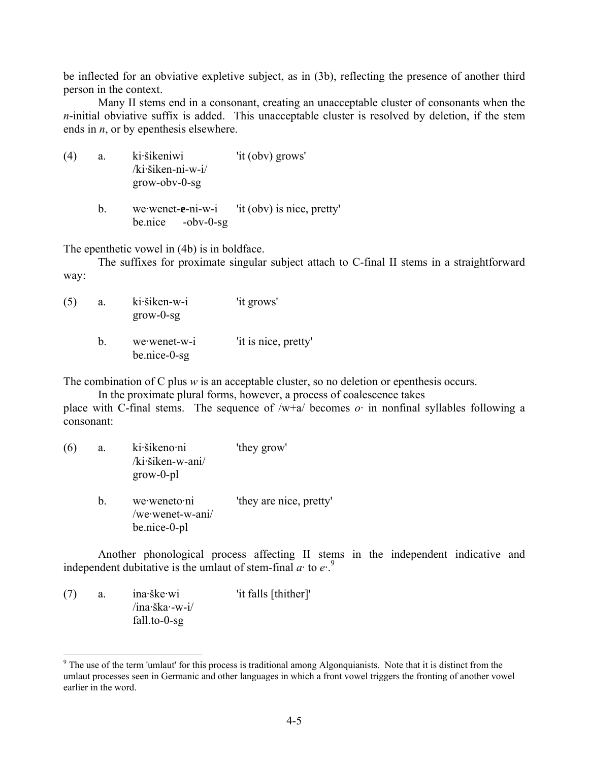be inflected for an obviative expletive subject, as in (3b), reflecting the presence of another third person in the context.

Many II stems end in a consonant, creating an unacceptable cluster of consonants when the *n*-initial obviative suffix is added. This unacceptable cluster is resolved by deletion, if the stem ends in *n*, or by epenthesis elsewhere.

(4) a. ki·šikeniwi 'it (obv) grows'
/ki·šiken-ni-w-i/
grow-obv-0-sg

b. we·wenet-**e**-ni-w-i 'it (obv) is nice, pretty'
be.nice -obv-0-sg

The epenthetic vowel in (4b) is in boldface.

The suffixes for proximate singular subject attach to C-final II stems in a straightforward way:

(5) a. ki·šiken-w-i 'it grows'
grow-0-sg

b. we·wenet-w-i 'it is nice, pretty'
be.nice-0-sg

The combination of C plus *w* is an acceptable cluster, so no deletion or epenthesis occurs.

In the proximate plural forms, however, a process of coalescence takes place with C-final stems. The sequence of /w+a/ becomes *o·* in nonfinal syllables following a consonant:

(6) a. ki·šikeno·ni 'they grow'
/ki·šiken-w-ani/
grow-0-pl

b. we·weneto·ni 'they are nice, pretty'
/we·wenet-w-ani/
be.nice-0-pl

Another phonological process affecting II stems in the independent indicative and independent dubitative is the umlaut of stem-final *a·* to *e·*.[9]

(7) a. ina·ške·wi 'it falls [thither]'
/ina·ška·-w-i/
fall.to-0-sg

[9] The use of the term 'umlaut' for this process is traditional among Algonquianists. Note that it is distinct from the umlaut processes seen in Germanic and other languages in which a front vowel triggers the fronting of another vowel earlier in the word.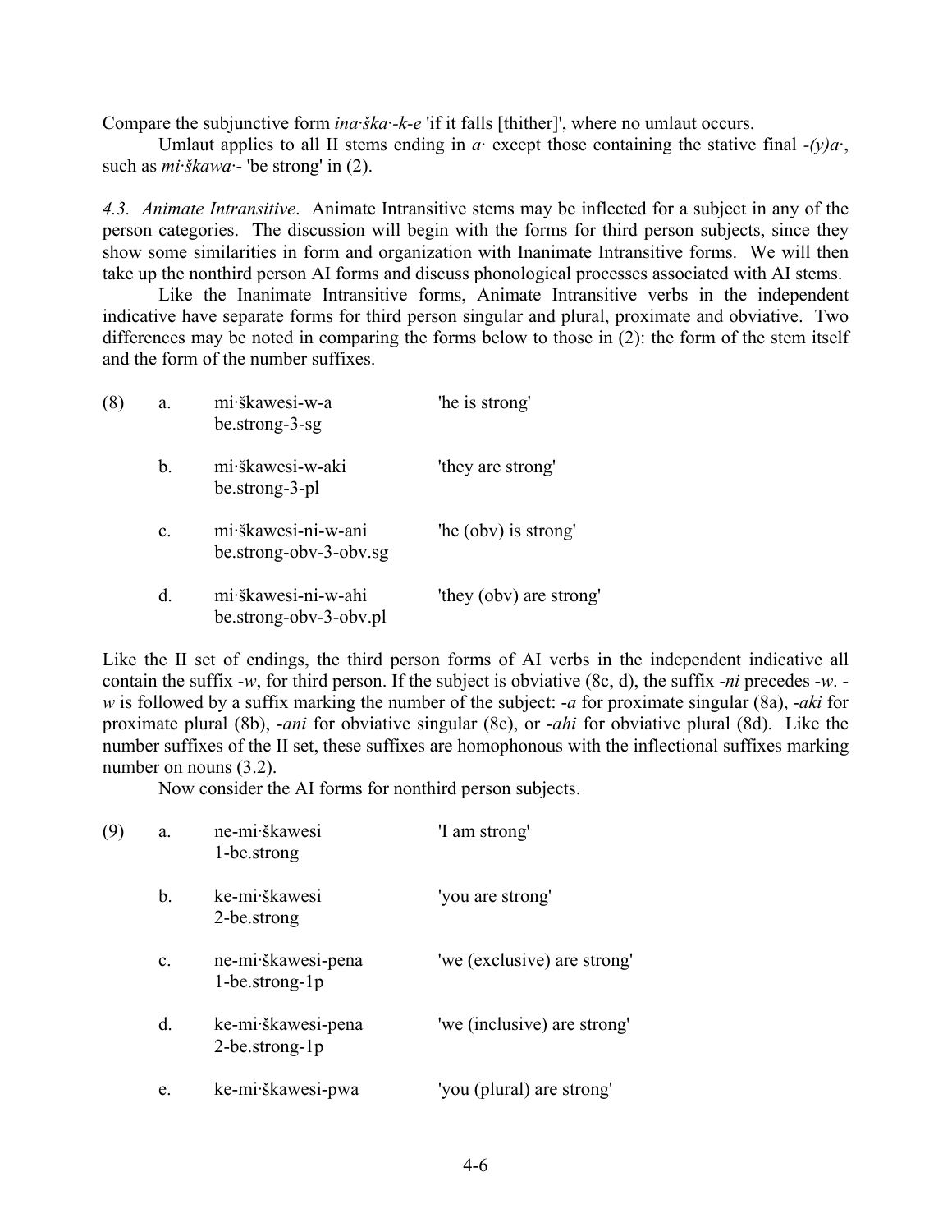Compare the subjunctive form *ina·ška·-k-e* 'if it falls [thither]', where no umlaut occurs.

Umlaut applies to all II stems ending in *a·* except those containing the stative final *-(y)a·*, such as *mi·škawa·-* 'be strong' in (2).

*4.3. Animate Intransitive*. Animate Intransitive stems may be inflected for a subject in any of the person categories. The discussion will begin with the forms for third person subjects, since they show some similarities in form and organization with Inanimate Intransitive forms. We will then take up the nonthird person AI forms and discuss phonological processes associated with AI stems.

Like the Inanimate Intransitive forms, Animate Intransitive verbs in the independent indicative have separate forms for third person singular and plural, proximate and obviative. Two differences may be noted in comparing the forms below to those in (2): the form of the stem itself and the form of the number suffixes.

(8) a. mi·škawesi-w-a — 'he is strong'
   be.strong-3-sg

b. mi·škawesi-w-aki — 'they are strong'
   be.strong-3-pl

c. mi·škawesi-ni-w-ani — 'he (obv) is strong'
   be.strong-obv-3-obv.sg

d. mi·škawesi-ni-w-ahi — 'they (obv) are strong'
   be.strong-obv-3-obv.pl

Like the II set of endings, the third person forms of AI verbs in the independent indicative all contain the suffix *-w*, for third person. If the subject is obviative (8c, d), the suffix *-ni* precedes *-w*. *-w* is followed by a suffix marking the number of the subject: *-a* for proximate singular (8a), *-aki* for proximate plural (8b), *-ani* for obviative singular (8c), or *-ahi* for obviative plural (8d). Like the number suffixes of the II set, these suffixes are homophonous with the inflectional suffixes marking number on nouns (3.2).

Now consider the AI forms for nonthird person subjects.

(9) a. ne-mi·škawesi — 'I am strong'
   1-be.strong

b. ke-mi·škawesi — 'you are strong'
   2-be.strong

c. ne-mi·škawesi-pena — 'we (exclusive) are strong'
   1-be.strong-1p

d. ke-mi·škawesi-pena — 'we (inclusive) are strong'
   2-be.strong-1p

e. ke-mi·škawesi-pwa — 'you (plural) are strong'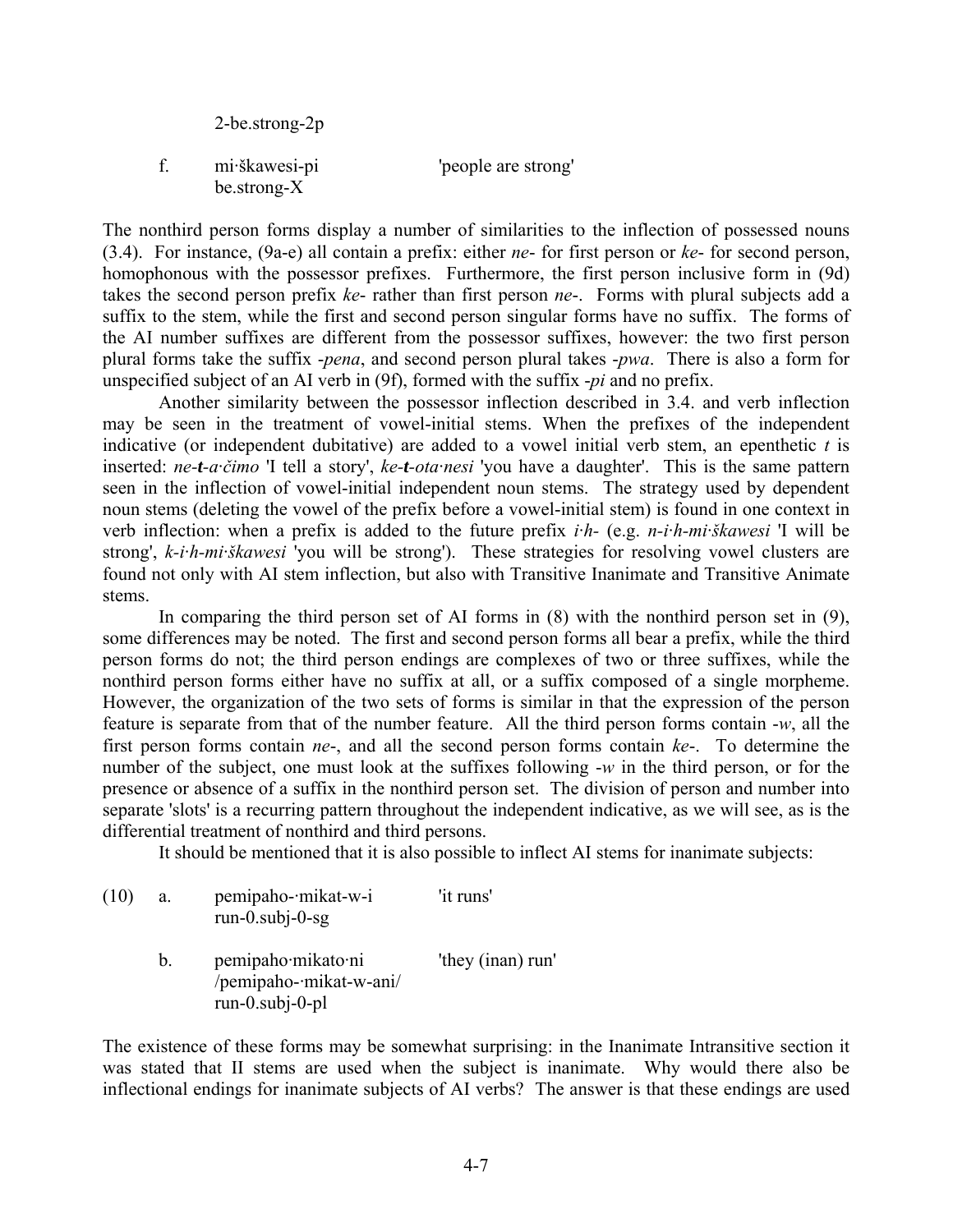2-be.strong-2p

f. mi·škawesi-pi 'people are strong'
   be.strong-X

The nonthird person forms display a number of similarities to the inflection of possessed nouns (3.4). For instance, (9a-e) all contain a prefix: either *ne-* for first person or *ke-* for second person, homophonous with the possessor prefixes. Furthermore, the first person inclusive form in (9d) takes the second person prefix *ke-* rather than first person *ne-*. Forms with plural subjects add a suffix to the stem, while the first and second person singular forms have no suffix. The forms of the AI number suffixes are different from the possessor suffixes, however: the two first person plural forms take the suffix *-pena*, and second person plural takes *-pwa*. There is also a form for unspecified subject of an AI verb in (9f), formed with the suffix *-pi* and no prefix.

Another similarity between the possessor inflection described in 3.4. and verb inflection may be seen in the treatment of vowel-initial stems. When the prefixes of the independent indicative (or independent dubitative) are added to a vowel initial verb stem, an epenthetic *t* is inserted: *ne-**t**-a·čimo* 'I tell a story', *ke-**t**-ota·nesi* 'you have a daughter'. This is the same pattern seen in the inflection of vowel-initial independent noun stems. The strategy used by dependent noun stems (deleting the vowel of the prefix before a vowel-initial stem) is found in one context in verb inflection: when a prefix is added to the future prefix *i·h-* (e.g. *n-i·h-mi·škawesi* 'I will be strong', *k-i·h-mi·škawesi* 'you will be strong'). These strategies for resolving vowel clusters are found not only with AI stem inflection, but also with Transitive Inanimate and Transitive Animate stems.

In comparing the third person set of AI forms in (8) with the nonthird person set in (9), some differences may be noted. The first and second person forms all bear a prefix, while the third person forms do not; the third person endings are complexes of two or three suffixes, while the nonthird person forms either have no suffix at all, or a suffix composed of a single morpheme. However, the organization of the two sets of forms is similar in that the expression of the person feature is separate from that of the number feature. All the third person forms contain *-w*, all the first person forms contain *ne-*, and all the second person forms contain *ke-*. To determine the number of the subject, one must look at the suffixes following *-w* in the third person, or for the presence or absence of a suffix in the nonthird person set. The division of person and number into separate 'slots' is a recurring pattern throughout the independent indicative, as we will see, as is the differential treatment of nonthird and third persons.

It should be mentioned that it is also possible to inflect AI stems for inanimate subjects:

(10) a. pemipaho-·mikat-w-i 'it runs'
        run-0.subj-0-sg

     b. pemipaho·mikato·ni 'they (inan) run'
        /pemipaho-·mikat-w-ani/
        run-0.subj-0-pl

The existence of these forms may be somewhat surprising: in the Inanimate Intransitive section it was stated that II stems are used when the subject is inanimate. Why would there also be inflectional endings for inanimate subjects of AI verbs? The answer is that these endings are used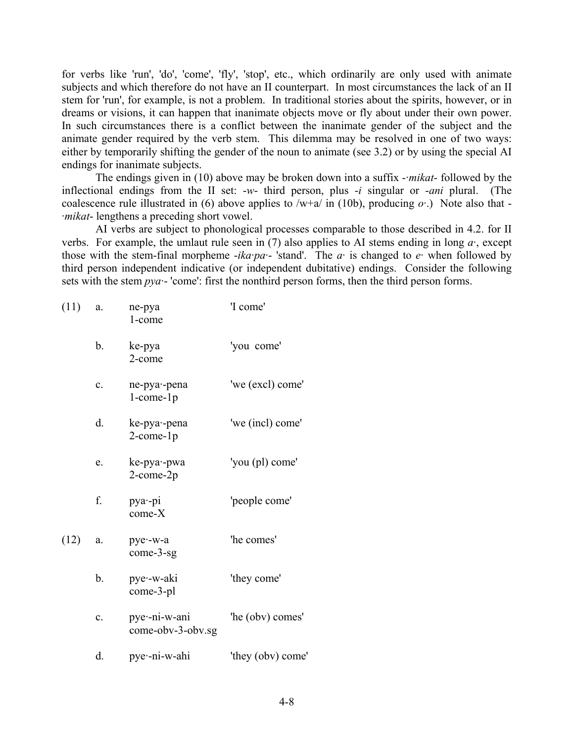for verbs like 'run', 'do', 'come', 'fly', 'stop', etc., which ordinarily are only used with animate subjects and which therefore do not have an II counterpart. In most circumstances the lack of an II stem for 'run', for example, is not a problem. In traditional stories about the spirits, however, or in dreams or visions, it can happen that inanimate objects move or fly about under their own power. In such circumstances there is a conflict between the inanimate gender of the subject and the animate gender required by the verb stem. This dilemma may be resolved in one of two ways: either by temporarily shifting the gender of the noun to animate (see 3.2) or by using the special AI endings for inanimate subjects.

The endings given in (10) above may be broken down into a suffix -*·mikat*- followed by the inflectional endings from the II set: -*w*- third person, plus -*i* singular or -*ani* plural. (The coalescence rule illustrated in (6) above applies to /w+a/ in (10b), producing *o·*.) Note also that -*·mikat*- lengthens a preceding short vowel.

AI verbs are subject to phonological processes comparable to those described in 4.2. for II verbs. For example, the umlaut rule seen in (7) also applies to AI stems ending in long *a·*, except those with the stem-final morpheme -*ika·pa·*- 'stand'. The *a·* is changed to *e·* when followed by third person independent indicative (or independent dubitative) endings. Consider the following sets with the stem *pya·*- 'come': first the nonthird person forms, then the third person forms.

(11) a. ne-pya — 'I come'
  1-come

 b. ke-pya — 'you come'
  2-come

 c. ne-pya·-pena — 'we (excl) come'
  1-come-1p

 d. ke-pya·-pena — 'we (incl) come'
  2-come-1p

 e. ke-pya·-pwa — 'you (pl) come'
  2-come-2p

 f. pya·-pi — 'people come'
  come-X

(12) a. pye·-w-a — 'he comes'
  come-3-sg

 b. pye·-w-aki — 'they come'
  come-3-pl

 c. pye·-ni-w-ani — 'he (obv) comes'
  come-obv-3-obv.sg

 d. pye·-ni-w-ahi — 'they (obv) come'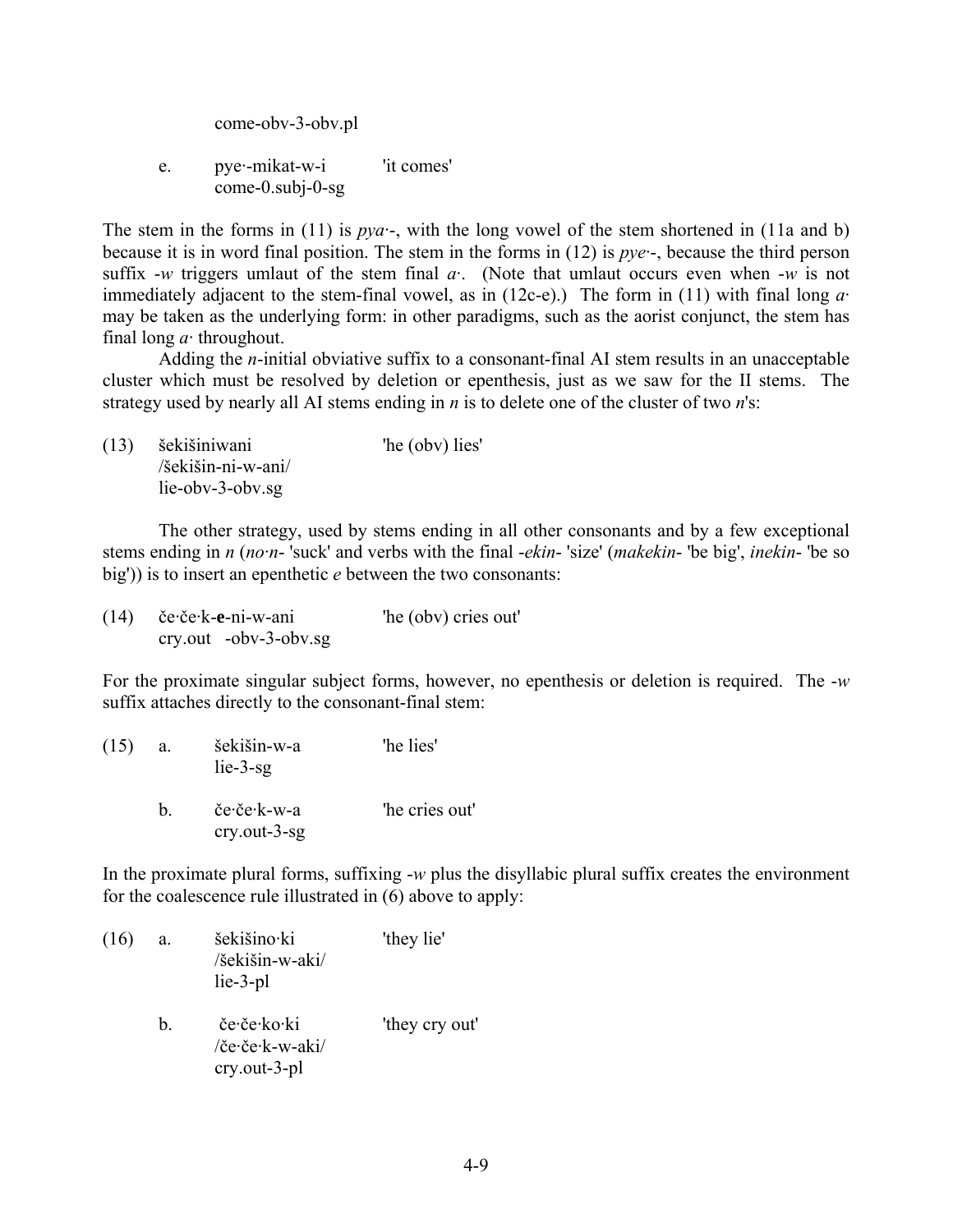come-obv-3-obv.pl

e. pye·-mikat-w-i 'it comes'
come-0.subj-0-sg

The stem in the forms in (11) is *pya·*-, with the long vowel of the stem shortened in (11a and b) because it is in word final position. The stem in the forms in (12) is *pye·*-, because the third person suffix -*w* triggers umlaut of the stem final *a·*. (Note that umlaut occurs even when -*w* is not immediately adjacent to the stem-final vowel, as in (12c-e).) The form in (11) with final long *a·* may be taken as the underlying form: in other paradigms, such as the aorist conjunct, the stem has final long *a·* throughout.

Adding the *n*-initial obviative suffix to a consonant-final AI stem results in an unacceptable cluster which must be resolved by deletion or epenthesis, just as we saw for the II stems. The strategy used by nearly all AI stems ending in *n* is to delete one of the cluster of two *n*'s:

(13) šekišiniwani 'he (obv) lies'
/šekišin-ni-w-ani/
lie-obv-3-obv.sg

The other strategy, used by stems ending in all other consonants and by a few exceptional stems ending in *n* (*no·n*- 'suck' and verbs with the final -*ekin*- 'size' (*makekin*- 'be big', *inekin*- 'be so big')) is to insert an epenthetic *e* between the two consonants:

(14) če·če·k-**e**-ni-w-ani 'he (obv) cries out'
cry.out -obv-3-obv.sg

For the proximate singular subject forms, however, no epenthesis or deletion is required. The -*w* suffix attaches directly to the consonant-final stem:

(15) a. šekišin-w-a 'he lies'
lie-3-sg

b. če·če·k-w-a 'he cries out'
cry.out-3-sg

In the proximate plural forms, suffixing -*w* plus the disyllabic plural suffix creates the environment for the coalescence rule illustrated in (6) above to apply:

(16) a. šekišino·ki 'they lie'
/šekišin-w-aki/
lie-3-pl

b. če·če·ko·ki 'they cry out'
/če·če·k-w-aki/
cry.out-3-pl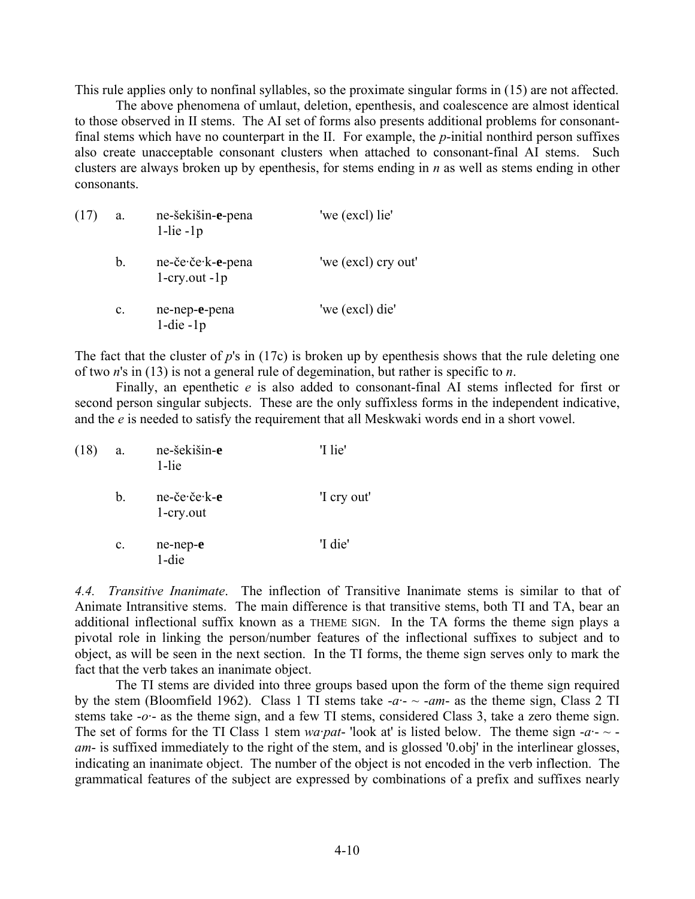This rule applies only to nonfinal syllables, so the proximate singular forms in (15) are not affected.

The above phenomena of umlaut, deletion, epenthesis, and coalescence are almost identical to those observed in II stems. The AI set of forms also presents additional problems for consonant-final stems which have no counterpart in the II. For example, the *p*-initial nonthird person suffixes also create unacceptable consonant clusters when attached to consonant-final AI stems. Such clusters are always broken up by epenthesis, for stems ending in *n* as well as stems ending in other consonants.

(17)

a. ne-šekišin-**e**-pena 'we (excl) lie'
   1-lie -1p

b. ne-če·če·k-**e**-pena 'we (excl) cry out'
   1-cry.out -1p

c. ne-nep-**e**-pena 'we (excl) die'
   1-die -1p

The fact that the cluster of *p*'s in (17c) is broken up by epenthesis shows that the rule deleting one of two *n*'s in (13) is not a general rule of degemination, but rather is specific to *n*.

Finally, an epenthetic *e* is also added to consonant-final AI stems inflected for first or second person singular subjects. These are the only suffixless forms in the independent indicative, and the *e* is needed to satisfy the requirement that all Meskwaki words end in a short vowel.

(18)

a. ne-šekišin-**e** 'I lie'
   1-lie

b. ne-če·če·k-**e** 'I cry out'
   1-cry.out

c. ne-nep-**e** 'I die'
   1-die

*4.4. Transitive Inanimate*. The inflection of Transitive Inanimate stems is similar to that of Animate Intransitive stems. The main difference is that transitive stems, both TI and TA, bear an additional inflectional suffix known as a THEME SIGN. In the TA forms the theme sign plays a pivotal role in linking the person/number features of the inflectional suffixes to subject and to object, as will be seen in the next section. In the TI forms, the theme sign serves only to mark the fact that the verb takes an inanimate object.

The TI stems are divided into three groups based upon the form of the theme sign required by the stem (Bloomfield 1962). Class 1 TI stems take *-a·- ~ -am-* as the theme sign, Class 2 TI stems take *-o·-* as the theme sign, and a few TI stems, considered Class 3, take a zero theme sign. The set of forms for the TI Class 1 stem *wa·pat-* 'look at' is listed below. The theme sign *-a·- ~ -am-* is suffixed immediately to the right of the stem, and is glossed '0.obj' in the interlinear glosses, indicating an inanimate object. The number of the object is not encoded in the verb inflection. The grammatical features of the subject are expressed by combinations of a prefix and suffixes nearly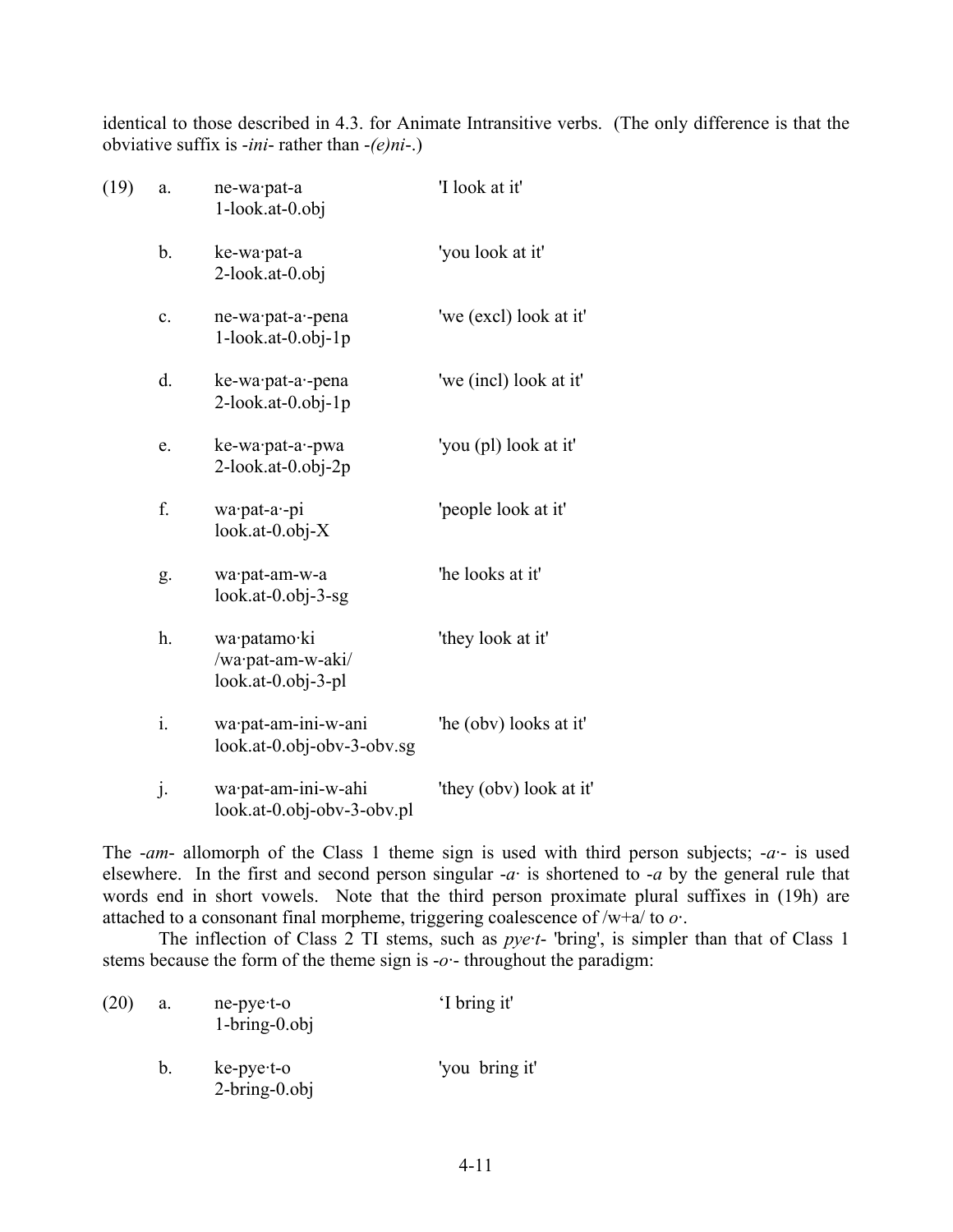identical to those described in 4.3. for Animate Intransitive verbs. (The only difference is that the obviative suffix is *-ini-* rather than *-(e)ni-*.)

(19)

a. ne-wa·pat-a 'I look at it'
   1-look.at-0.obj

b. ke-wa·pat-a 'you look at it'
   2-look.at-0.obj

c. ne-wa·pat-a·-pena 'we (excl) look at it'
   1-look.at-0.obj-1p

d. ke-wa·pat-a·-pena 'we (incl) look at it'
   2-look.at-0.obj-1p

e. ke-wa·pat-a·-pwa 'you (pl) look at it'
   2-look.at-0.obj-2p

f. wa·pat-a·-pi 'people look at it'
   look.at-0.obj-X

g. wa·pat-am-w-a 'he looks at it'
   look.at-0.obj-3-sg

h. wa·patamo·ki 'they look at it'
   /wa·pat-am-w-aki/
   look.at-0.obj-3-pl

i. wa·pat-am-ini-w-ani 'he (obv) looks at it'
   look.at-0.obj-obv-3-obv.sg

j. wa·pat-am-ini-w-ahi 'they (obv) look at it'
   look.at-0.obj-obv-3-obv.pl

The *-am-* allomorph of the Class 1 theme sign is used with third person subjects; *-a·-* is used elsewhere. In the first and second person singular *-a·* is shortened to *-a* by the general rule that words end in short vowels. Note that the third person proximate plural suffixes in (19h) are attached to a consonant final morpheme, triggering coalescence of /w+a/ to *o·*.

The inflection of Class 2 TI stems, such as *pye·t-* 'bring', is simpler than that of Class 1 stems because the form of the theme sign is *-o·-* throughout the paradigm:

(20)

a. ne-pye·t-o 'I bring it'
   1-bring-0.obj

b. ke-pye·t-o 'you bring it'
   2-bring-0.obj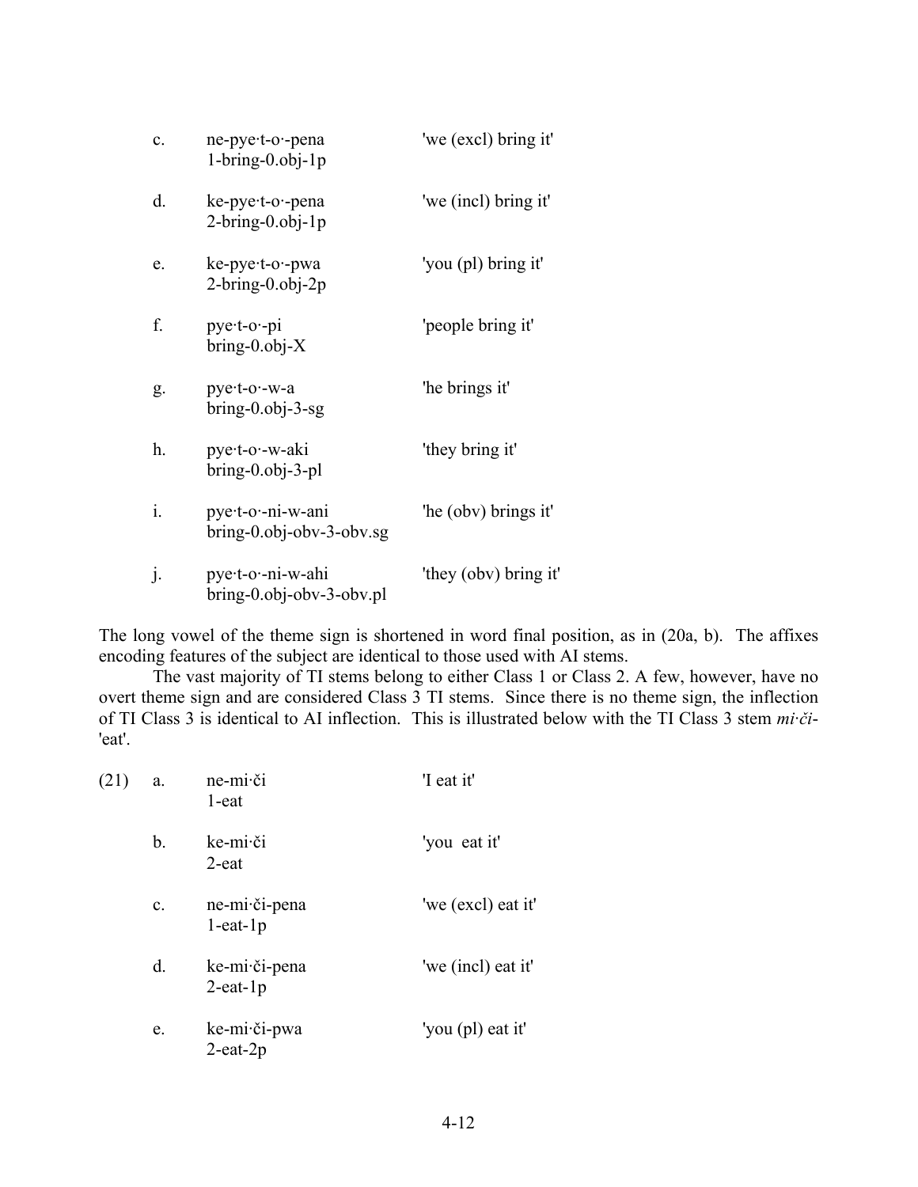c. ne-pye·t-o·-pena 'we (excl) bring it'
   1-bring-0.obj-1p

d. ke-pye·t-o·-pena 'we (incl) bring it'
   2-bring-0.obj-1p

e. ke-pye·t-o·-pwa 'you (pl) bring it'
   2-bring-0.obj-2p

f. pye·t-o·-pi 'people bring it'
   bring-0.obj-X

g. pye·t-o·-w-a 'he brings it'
   bring-0.obj-3-sg

h. pye·t-o·-w-aki 'they bring it'
   bring-0.obj-3-pl

i. pye·t-o·-ni-w-ani 'he (obv) brings it'
   bring-0.obj-obv-3-obv.sg

j. pye·t-o·-ni-w-ahi 'they (obv) bring it'
   bring-0.obj-obv-3-obv.pl

The long vowel of the theme sign is shortened in word final position, as in (20a, b). The affixes encoding features of the subject are identical to those used with AI stems.

The vast majority of TI stems belong to either Class 1 or Class 2. A few, however, have no overt theme sign and are considered Class 3 TI stems. Since there is no theme sign, the inflection of TI Class 3 is identical to AI inflection. This is illustrated below with the TI Class 3 stem *mi·či-* 'eat'.

(21) a. ne-mi·či 'I eat it'
   1-eat

b. ke-mi·či 'you eat it'
   2-eat

c. ne-mi·či-pena 'we (excl) eat it'
   1-eat-1p

d. ke-mi·či-pena 'we (incl) eat it'
   2-eat-1p

e. ke-mi·či-pwa 'you (pl) eat it'
   2-eat-2p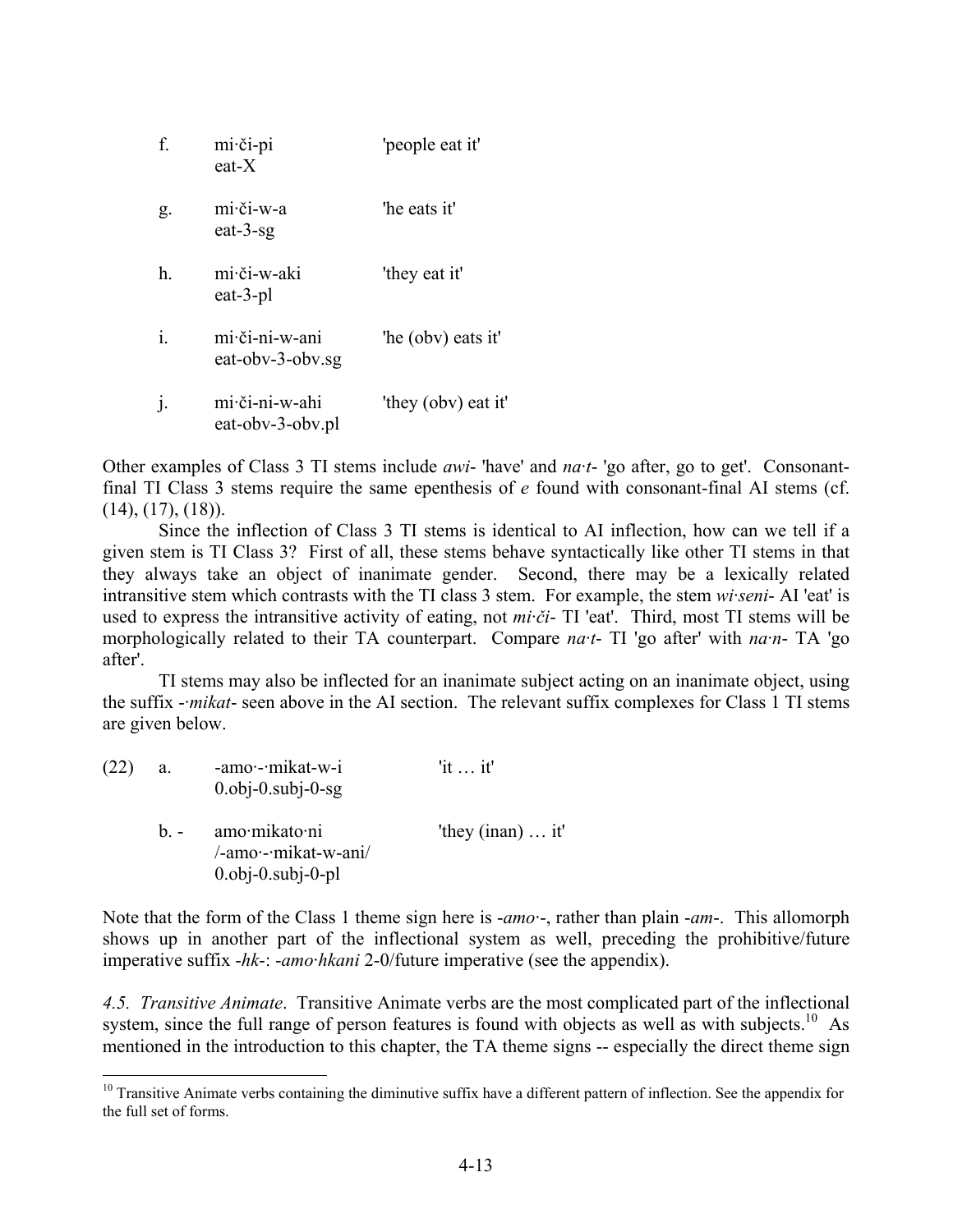f. mi·či-pi 'people eat it'
   eat-X

g. mi·či-w-a 'he eats it'
   eat-3-sg

h. mi·či-w-aki 'they eat it'
   eat-3-pl

i. mi·či-ni-w-ani 'he (obv) eats it'
   eat-obv-3-obv.sg

j. mi·či-ni-w-ahi 'they (obv) eat it'
   eat-obv-3-obv.pl

Other examples of Class 3 TI stems include *awi*- 'have' and *na·t*- 'go after, go to get'. Consonant-final TI Class 3 stems require the same epenthesis of *e* found with consonant-final AI stems (cf. (14), (17), (18)).

Since the inflection of Class 3 TI stems is identical to AI inflection, how can we tell if a given stem is TI Class 3? First of all, these stems behave syntactically like other TI stems in that they always take an object of inanimate gender. Second, there may be a lexically related intransitive stem which contrasts with the TI class 3 stem. For example, the stem *wi·seni*- AI 'eat' is used to express the intransitive activity of eating, not *mi·či*- TI 'eat'. Third, most TI stems will be morphologically related to their TA counterpart. Compare *na·t*- TI 'go after' with *na·n*- TA 'go after'.

TI stems may also be inflected for an inanimate subject acting on an inanimate object, using the suffix -*·mikat*- seen above in the AI section. The relevant suffix complexes for Class 1 TI stems are given below.

(22) a. -amo·-·mikat-w-i 'it … it'
   0.obj-0.subj-0-sg

b. - amo·mikato·ni 'they (inan) … it'
   /-amo·-·mikat-w-ani/
   0.obj-0.subj-0-pl

Note that the form of the Class 1 theme sign here is -*amo·*-, rather than plain -*am*-. This allomorph shows up in another part of the inflectional system as well, preceding the prohibitive/future imperative suffix -*hk*-: -*amo·hkani* 2-0/future imperative (see the appendix).

*4.5. Transitive Animate*. Transitive Animate verbs are the most complicated part of the inflectional system, since the full range of person features is found with objects as well as with subjects.[10] As mentioned in the introduction to this chapter, the TA theme signs -- especially the direct theme sign

[10] Transitive Animate verbs containing the diminutive suffix have a different pattern of inflection. See the appendix for the full set of forms.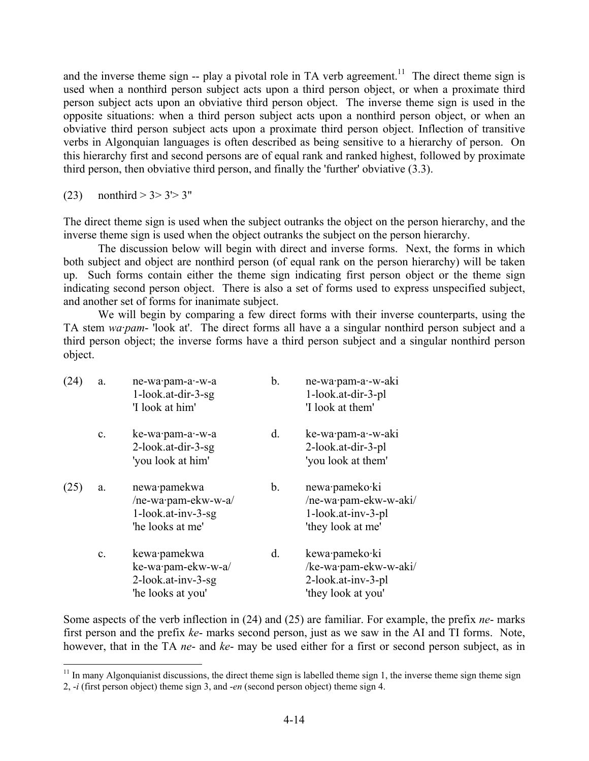and the inverse theme sign -- play a pivotal role in TA verb agreement.[11] The direct theme sign is used when a nonthird person subject acts upon a third person object, or when a proximate third person subject acts upon an obviative third person object. The inverse theme sign is used in the opposite situations: when a third person subject acts upon a nonthird person object, or when an obviative third person subject acts upon a proximate third person object. Inflection of transitive verbs in Algonquian languages is often described as being sensitive to a hierarchy of person. On this hierarchy first and second persons are of equal rank and ranked highest, followed by proximate third person, then obviative third person, and finally the 'further' obviative (3.3).

(23) nonthird > 3> 3'> 3"

The direct theme sign is used when the subject outranks the object on the person hierarchy, and the inverse theme sign is used when the object outranks the subject on the person hierarchy.

The discussion below will begin with direct and inverse forms. Next, the forms in which both subject and object are nonthird person (of equal rank on the person hierarchy) will be taken up. Such forms contain either the theme sign indicating first person object or the theme sign indicating second person object. There is also a set of forms used to express unspecified subject, and another set of forms for inanimate subject.

We will begin by comparing a few direct forms with their inverse counterparts, using the TA stem *wa·pam-* 'look at'. The direct forms all have a a singular nonthird person subject and a third person object; the inverse forms have a third person subject and a singular nonthird person object.

| | | | | |
|---|---|---|---|---|
| (24) | a. | ne-wa·pam-a·-w-a<br>1-look.at-dir-3-sg<br>'I look at him' | b. | ne-wa·pam-a·-w-aki<br>1-look.at-dir-3-pl<br>'I look at them' |
| | c. | ke-wa·pam-a·-w-a<br>2-look.at-dir-3-sg<br>'you look at him' | d. | ke-wa·pam-a·-w-aki<br>2-look.at-dir-3-pl<br>'you look at them' |
| (25) | a. | newa·pamekwa<br>/ne-wa·pam-ekw-w-a/<br>1-look.at-inv-3-sg<br>'he looks at me' | b. | newa·pameko·ki<br>/ne-wa·pam-ekw-w-aki/<br>1-look.at-inv-3-pl<br>'they look at me' |
| | c. | kewa·pamekwa<br>ke-wa·pam-ekw-w-a/<br>2-look.at-inv-3-sg<br>'he looks at you' | d. | kewa·pameko·ki<br>/ke-wa·pam-ekw-w-aki/<br>2-look.at-inv-3-pl<br>'they look at you' |

Some aspects of the verb inflection in (24) and (25) are familiar. For example, the prefix *ne-* marks first person and the prefix *ke-* marks second person, just as we saw in the AI and TI forms. Note, however, that in the TA *ne-* and *ke-* may be used either for a first or second person subject, as in

[11] In many Algonquianist discussions, the direct theme sign is labelled theme sign 1, the inverse theme sign theme sign 2, *-i* (first person object) theme sign 3, and *-en* (second person object) theme sign 4.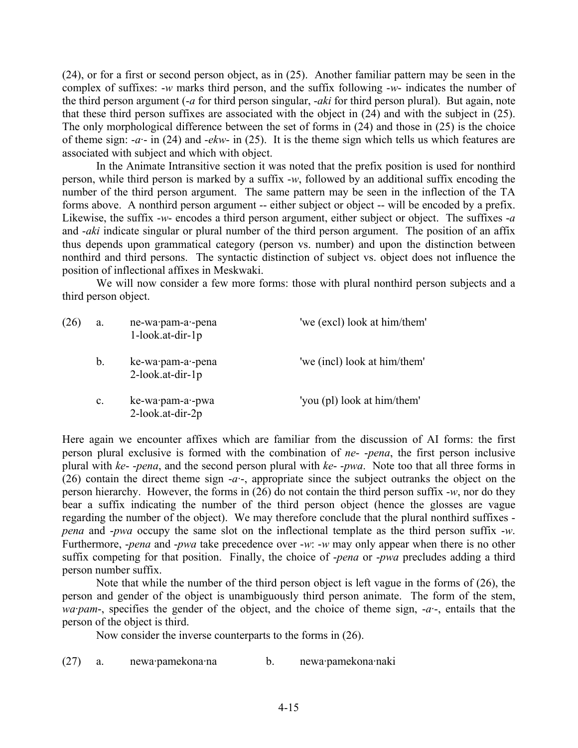(24), or for a first or second person object, as in (25). Another familiar pattern may be seen in the complex of suffixes: -*w* marks third person, and the suffix following -*w*- indicates the number of the third person argument (-*a* for third person singular, -*aki* for third person plural). But again, note that these third person suffixes are associated with the object in (24) and with the subject in (25). The only morphological difference between the set of forms in (24) and those in (25) is the choice of theme sign: -*a·*- in (24) and -*ekw*- in (25). It is the theme sign which tells us which features are associated with subject and which with object.

In the Animate Intransitive section it was noted that the prefix position is used for nonthird person, while third person is marked by a suffix -*w*, followed by an additional suffix encoding the number of the third person argument. The same pattern may be seen in the inflection of the TA forms above. A nonthird person argument -- either subject or object -- will be encoded by a prefix. Likewise, the suffix -*w*- encodes a third person argument, either subject or object. The suffixes -*a* and -*aki* indicate singular or plural number of the third person argument. The position of an affix thus depends upon grammatical category (person vs. number) and upon the distinction between nonthird and third persons. The syntactic distinction of subject vs. object does not influence the position of inflectional affixes in Meskwaki.

We will now consider a few more forms: those with plural nonthird person subjects and a third person object.

(26) a. ne-wa·pam-a·-pena — 'we (excl) look at him/them'
 1-look.at-dir-1p

 b. ke-wa·pam-a·-pena — 'we (incl) look at him/them'
 2-look.at-dir-1p

 c. ke-wa·pam-a·-pwa — 'you (pl) look at him/them'
 2-look.at-dir-2p

Here again we encounter affixes which are familiar from the discussion of AI forms: the first person plural exclusive is formed with the combination of *ne*- -*pena*, the first person inclusive plural with *ke*- -*pena*, and the second person plural with *ke*- -*pwa*. Note too that all three forms in (26) contain the direct theme sign -*a·*-, appropriate since the subject outranks the object on the person hierarchy. However, the forms in (26) do not contain the third person suffix -*w*, nor do they bear a suffix indicating the number of the third person object (hence the glosses are vague regarding the number of the object). We may therefore conclude that the plural nonthird suffixes -*pena* and -*pwa* occupy the same slot on the inflectional template as the third person suffix -*w*. Furthermore, -*pena* and -*pwa* take precedence over -*w*: -*w* may only appear when there is no other suffix competing for that position. Finally, the choice of -*pena* or -*pwa* precludes adding a third person number suffix.

Note that while the number of the third person object is left vague in the forms of (26), the person and gender of the object is unambiguously third person animate. The form of the stem, *wa·pam*-, specifies the gender of the object, and the choice of theme sign, -*a·*-, entails that the person of the object is third.

Now consider the inverse counterparts to the forms in (26).

(27) a. newa·pamekona·na  b. newa·pamekona·naki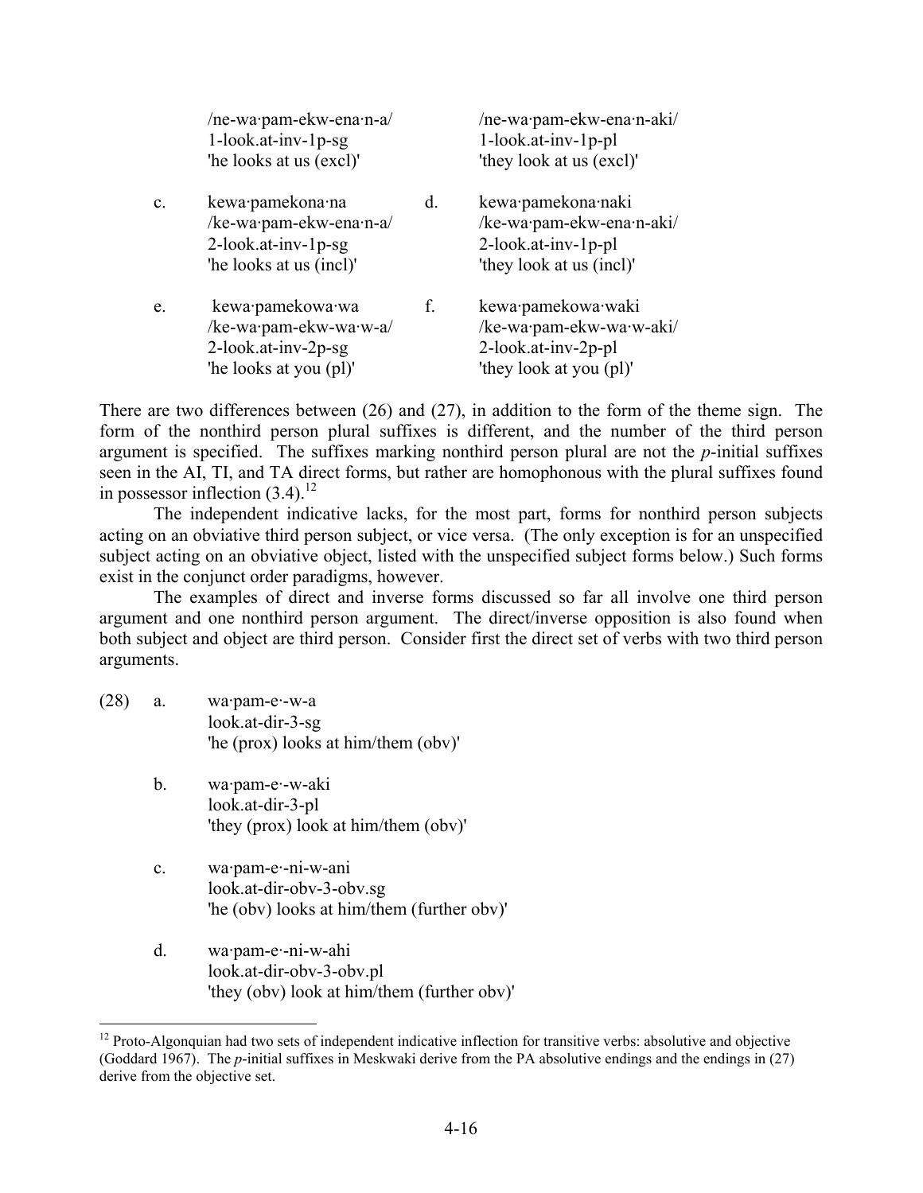| | | | |
|---|---|---|---|
| | /ne-wa·pam-ekw-ena·n-a/<br>1-look.at-inv-1p-sg<br>'he looks at us (excl)' | | /ne-wa·pam-ekw-ena·n-aki/<br>1-look.at-inv-1p-pl<br>'they look at us (excl)' |
| c. | kewa·pamekona·na<br>/ke-wa·pam-ekw-ena·n-a/<br>2-look.at-inv-1p-sg<br>'he looks at us (incl)' | d. | kewa·pamekona·naki<br>/ke-wa·pam-ekw-ena·n-aki/<br>2-look.at-inv-1p-pl<br>'they look at us (incl)' |
| e. | kewa·pamekowa·wa<br>/ke-wa·pam-ekw-wa·w-a/<br>2-look.at-inv-2p-sg<br>'he looks at you (pl)' | f. | kewa·pamekowa·waki<br>/ke-wa·pam-ekw-wa·w-aki/<br>2-look.at-inv-2p-pl<br>'they look at you (pl)' |

There are two differences between (26) and (27), in addition to the form of the theme sign. The form of the nonthird person plural suffixes is different, and the number of the third person argument is specified. The suffixes marking nonthird person plural are not the *p*-initial suffixes seen in the AI, TI, and TA direct forms, but rather are homophonous with the plural suffixes found in possessor inflection (3.4).[12]

The independent indicative lacks, for the most part, forms for nonthird person subjects acting on an obviative third person subject, or vice versa. (The only exception is for an unspecified subject acting on an obviative object, listed with the unspecified subject forms below.) Such forms exist in the conjunct order paradigms, however.

The examples of direct and inverse forms discussed so far all involve one third person argument and one nonthird person argument. The direct/inverse opposition is also found when both subject and object are third person. Consider first the direct set of verbs with two third person arguments.

(28)
a. wa·pam-e·-w-a
   look.at-dir-3-sg
   'he (prox) looks at him/them (obv)'

b. wa·pam-e·-w-aki
   look.at-dir-3-pl
   'they (prox) look at him/them (obv)'

c. wa·pam-e·-ni-w-ani
   look.at-dir-obv-3-obv.sg
   'he (obv) looks at him/them (further obv)'

d. wa·pam-e·-ni-w-ahi
   look.at-dir-obv-3-obv.pl
   'they (obv) look at him/them (further obv)'

---

[12] Proto-Algonquian had two sets of independent indicative inflection for transitive verbs: absolutive and objective (Goddard 1967). The *p*-initial suffixes in Meskwaki derive from the PA absolutive endings and the endings in (27) derive from the objective set.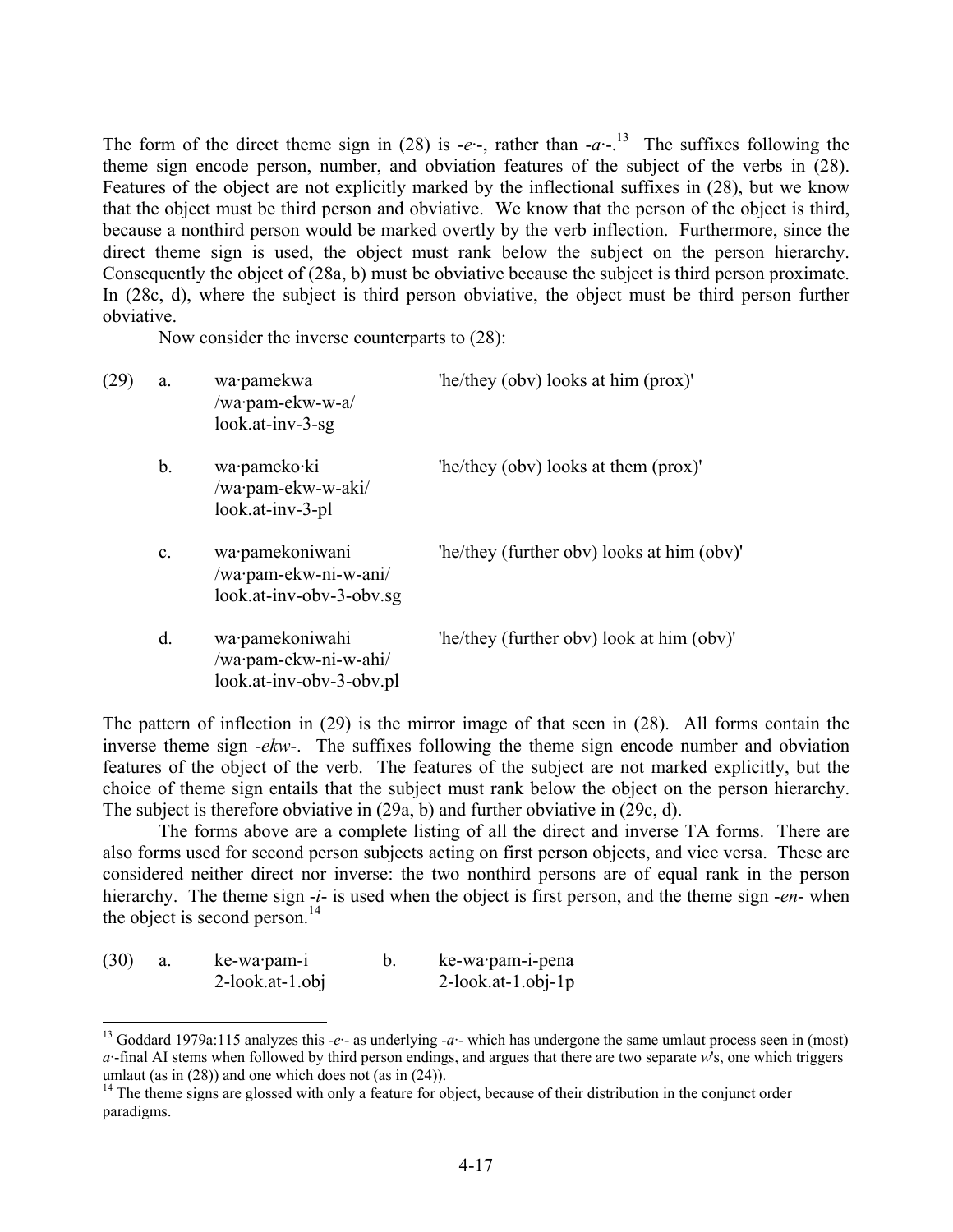The form of the direct theme sign in (28) is *-e·-*, rather than *-a·-*.[13] The suffixes following the theme sign encode person, number, and obviation features of the subject of the verbs in (28). Features of the object are not explicitly marked by the inflectional suffixes in (28), but we know that the object must be third person and obviative. We know that the person of the object is third, because a nonthird person would be marked overtly by the verb inflection. Furthermore, since the direct theme sign is used, the object must rank below the subject on the person hierarchy. Consequently the object of (28a, b) must be obviative because the subject is third person proximate. In (28c, d), where the subject is third person obviative, the object must be third person further obviative.

Now consider the inverse counterparts to (28):

(29) a. wa·pamekwa 'he/they (obv) looks at him (prox)'
  /wa·pam-ekw-w-a/
  look.at-inv-3-sg

b. wa·pameko·ki 'he/they (obv) looks at them (prox)'
  /wa·pam-ekw-w-aki/
  look.at-inv-3-pl

c. wa·pamekoniwani 'he/they (further obv) looks at him (obv)'
  /wa·pam-ekw-ni-w-ani/
  look.at-inv-obv-3-obv.sg

d. wa·pamekoniwahi 'he/they (further obv) look at him (obv)'
  /wa·pam-ekw-ni-w-ahi/
  look.at-inv-obv-3-obv.pl

The pattern of inflection in (29) is the mirror image of that seen in (28). All forms contain the inverse theme sign *-ekw-*. The suffixes following the theme sign encode number and obviation features of the object of the verb. The features of the subject are not marked explicitly, but the choice of theme sign entails that the subject must rank below the object on the person hierarchy. The subject is therefore obviative in (29a, b) and further obviative in (29c, d).

The forms above are a complete listing of all the direct and inverse TA forms. There are also forms used for second person subjects acting on first person objects, and vice versa. These are considered neither direct nor inverse: the two nonthird persons are of equal rank in the person hierarchy. The theme sign *-i-* is used when the object is first person, and the theme sign *-en-* when the object is second person.[14]

(30) a. ke-wa·pam-i   b. ke-wa·pam-i-pena
  2-look.at-1.obj    2-look.at-1.obj-1p

[13] Goddard 1979a:115 analyzes this *-e·-* as underlying *-a·-* which has undergone the same umlaut process seen in (most) *a·*-final AI stems when followed by third person endings, and argues that there are two separate *w*'s, one which triggers umlaut (as in (28)) and one which does not (as in (24)).

[14] The theme signs are glossed with only a feature for object, because of their distribution in the conjunct order paradigms.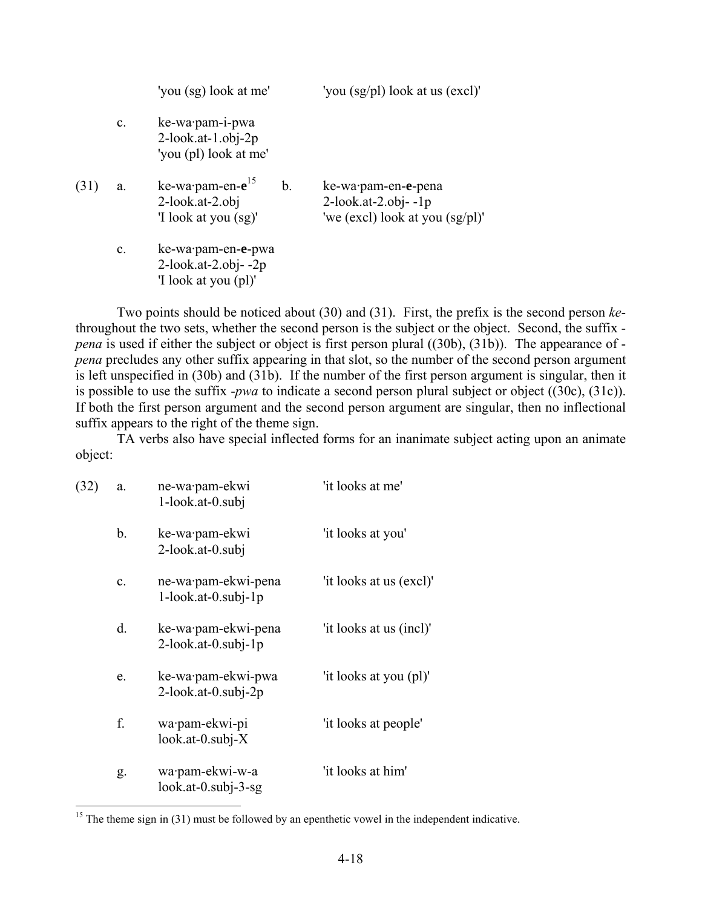'you (sg) look at me' 'you (sg/pl) look at us (excl)'

c. ke-wa·pam-i-pwa
   2-look.at-1.obj-2p
   'you (pl) look at me'

(31) a. ke-wa·pam-en-**e**[15]
   2-look.at-2.obj
   'I look at you (sg)'

b. ke-wa·pam-en-**e**-pena
   2-look.at-2.obj- -1p
   'we (excl) look at you (sg/pl)'

c. ke-wa·pam-en-**e**-pwa
   2-look.at-2.obj- -2p
   'I look at you (pl)'

Two points should be noticed about (30) and (31). First, the prefix is the second person *ke-* throughout the two sets, whether the second person is the subject or the object. Second, the suffix *-pena* is used if either the subject or object is first person plural ((30b), (31b)). The appearance of *-pena* precludes any other suffix appearing in that slot, so the number of the second person argument is left unspecified in (30b) and (31b). If the number of the first person argument is singular, then it is possible to use the suffix *-pwa* to indicate a second person plural subject or object ((30c), (31c)). If both the first person argument and the second person argument are singular, then no inflectional suffix appears to the right of the theme sign.

TA verbs also have special inflected forms for an inanimate subject acting upon an animate object:

(32) a. ne-wa·pam-ekwi 'it looks at me'
   1-look.at-0.subj

b. ke-wa·pam-ekwi 'it looks at you'
   2-look.at-0.subj

c. ne-wa·pam-ekwi-pena 'it looks at us (excl)'
   1-look.at-0.subj-1p

d. ke-wa·pam-ekwi-pena 'it looks at us (incl)'
   2-look.at-0.subj-1p

e. ke-wa·pam-ekwi-pwa 'it looks at you (pl)'
   2-look.at-0.subj-2p

f. wa·pam-ekwi-pi 'it looks at people'
   look.at-0.subj-X

g. wa·pam-ekwi-w-a 'it looks at him'
   look.at-0.subj-3-sg

[15] The theme sign in (31) must be followed by an epenthetic vowel in the independent indicative.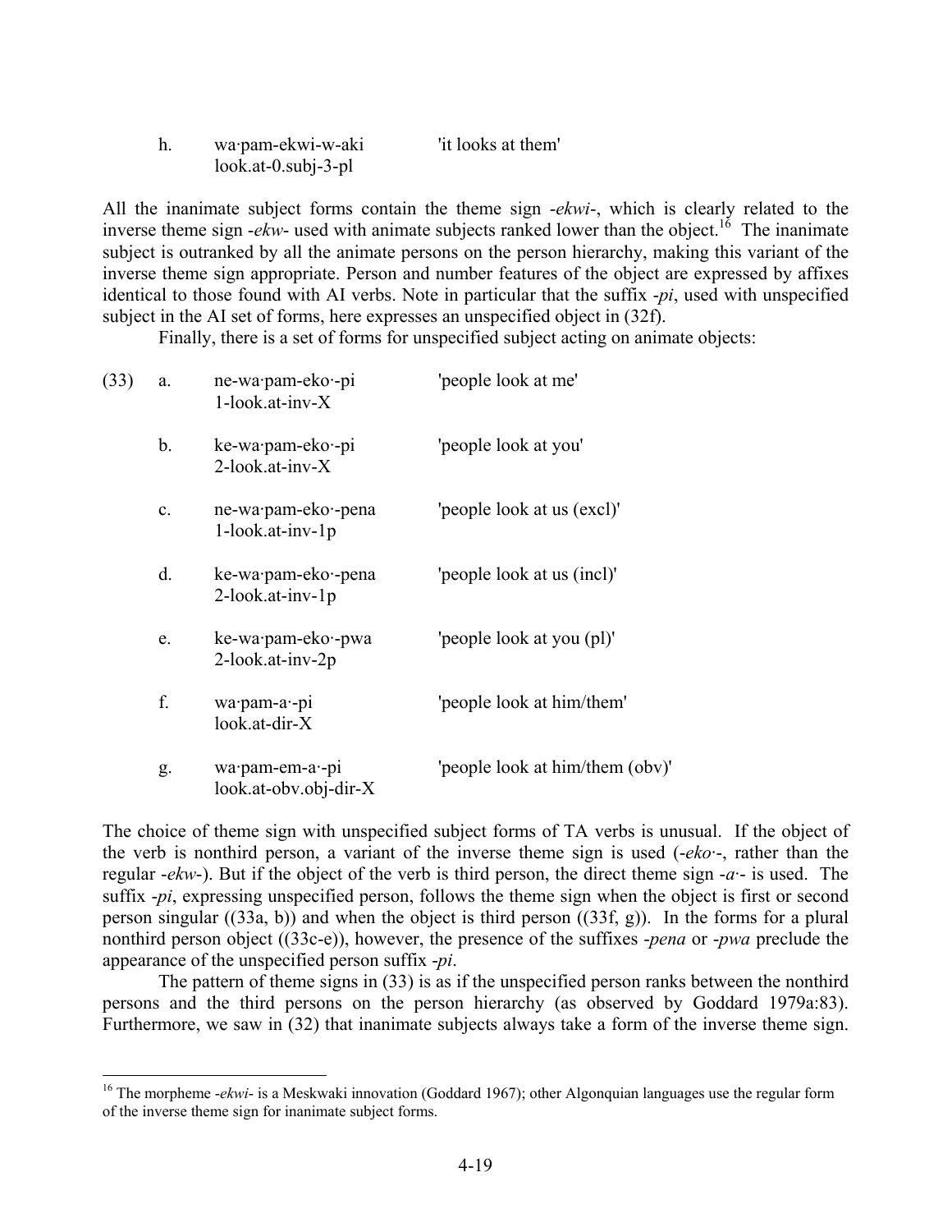h. wa·pam-ekwi-w-aki 'it looks at them'
look.at-0.subj-3-pl

All the inanimate subject forms contain the theme sign -*ekwi*-, which is clearly related to the inverse theme sign -*ekw*- used with animate subjects ranked lower than the object.[16] The inanimate subject is outranked by all the animate persons on the person hierarchy, making this variant of the inverse theme sign appropriate. Person and number features of the object are expressed by affixes identical to those found with AI verbs. Note in particular that the suffix -*pi*, used with unspecified subject in the AI set of forms, here expresses an unspecified object in (32f).

Finally, there is a set of forms for unspecified subject acting on animate objects:

(33)

a. ne-wa·pam-eko·-pi 'people look at me'
1-look.at-inv-X

b. ke-wa·pam-eko·-pi 'people look at you'
2-look.at-inv-X

c. ne-wa·pam-eko·-pena 'people look at us (excl)'
1-look.at-inv-1p

d. ke-wa·pam-eko·-pena 'people look at us (incl)'
2-look.at-inv-1p

e. ke-wa·pam-eko·-pwa 'people look at you (pl)'
2-look.at-inv-2p

f. wa·pam-a·-pi 'people look at him/them'
look.at-dir-X

g. wa·pam-em-a·-pi 'people look at him/them (obv)'
look.at-obv.obj-dir-X

The choice of theme sign with unspecified subject forms of TA verbs is unusual. If the object of the verb is nonthird person, a variant of the inverse theme sign is used (-*eko·*-, rather than the regular -*ekw*-). But if the object of the verb is third person, the direct theme sign -*a·*- is used. The suffix -*pi*, expressing unspecified person, follows the theme sign when the object is first or second person singular ((33a, b)) and when the object is third person ((33f, g)). In the forms for a plural nonthird person object ((33c-e)), however, the presence of the suffixes -*pena* or -*pwa* preclude the appearance of the unspecified person suffix -*pi*.

The pattern of theme signs in (33) is as if the unspecified person ranks between the nonthird persons and the third persons on the person hierarchy (as observed by Goddard 1979a:83). Furthermore, we saw in (32) that inanimate subjects always take a form of the inverse theme sign.

[16] The morpheme -*ekwi*- is a Meskwaki innovation (Goddard 1967); other Algonquian languages use the regular form of the inverse theme sign for inanimate subject forms.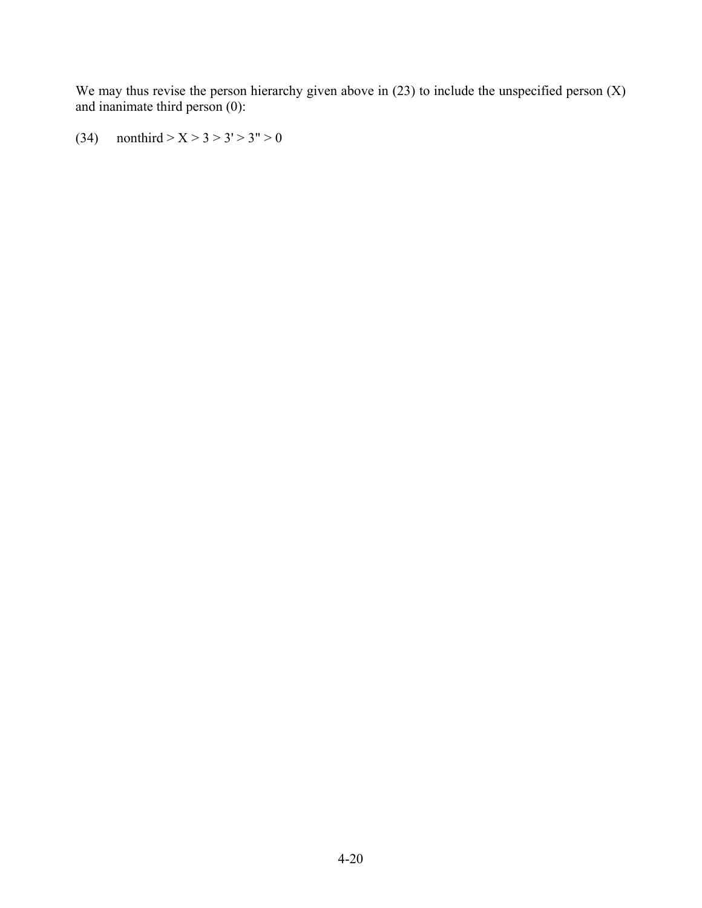We may thus revise the person hierarchy given above in (23) to include the unspecified person (X) and inanimate third person (0):

(34) nonthird > X > 3 > 3' > 3'' > 0